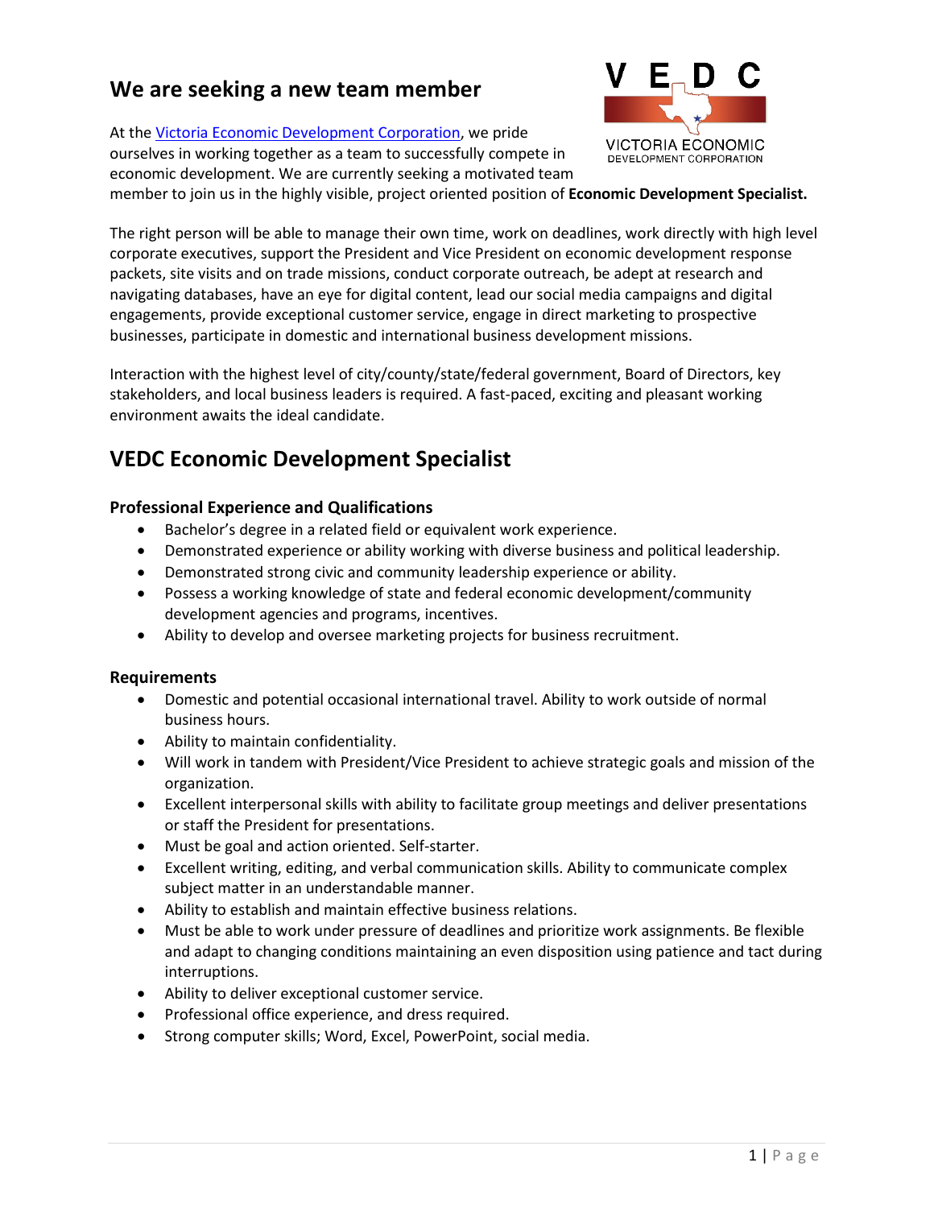## We are seeking a new team member

At the [Victoria Economic Development Corporation](), we pride ourselves in working together as a team to successfully compete in economic development. We are currently seeking a motivated team member to join us in the highly visible, project oriented position of **Economic Development Specialist.**

The right person will be able to manage their own time, work on deadlines, work directly with high level corporate executives, support the President and Vice President on economic development response packets, site visits and on trade missions, conduct corporate outreach, be adept at research and navigating databases, have an eye for digital content, lead our social media campaigns and digital engagements, provide exceptional customer service, engage in direct marketing to prospective businesses, participate in domestic and international business development missions.

Interaction with the highest level of city/county/state/federal government, Board of Directors, key stakeholders, and local business leaders is required. A fast-paced, exciting and pleasant working environment awaits the ideal candidate.

## VEDC Economic Development Specialist

### Professional Experience and Qualifications

- Bachelor's degree in a related field or equivalent work experience.
- Demonstrated experience or ability working with diverse business and political leadership.
- Demonstrated strong civic and community leadership experience or ability.
- Possess a working knowledge of state and federal economic development/community development agencies and programs, incentives.
- Ability to develop and oversee marketing projects for business recruitment.

### Requirements

- Domestic and potential occasional international travel. Ability to work outside of normal business hours.
- Ability to maintain confidentiality.
- Will work in tandem with President/Vice President to achieve strategic goals and mission of the organization.
- Excellent interpersonal skills with ability to facilitate group meetings and deliver presentations or staff the President for presentations.
- Must be goal and action oriented. Self-starter.
- Excellent writing, editing, and verbal communication skills. Ability to communicate complex subject matter in an understandable manner.
- Ability to establish and maintain effective business relations.
- Must be able to work under pressure of deadlines and prioritize work assignments. Be flexible and adapt to changing conditions maintaining an even disposition using patience and tact during interruptions.
- Ability to deliver exceptional customer service.
- Professional office experience, and dress required.
- Strong computer skills; Word, Excel, PowerPoint, social media.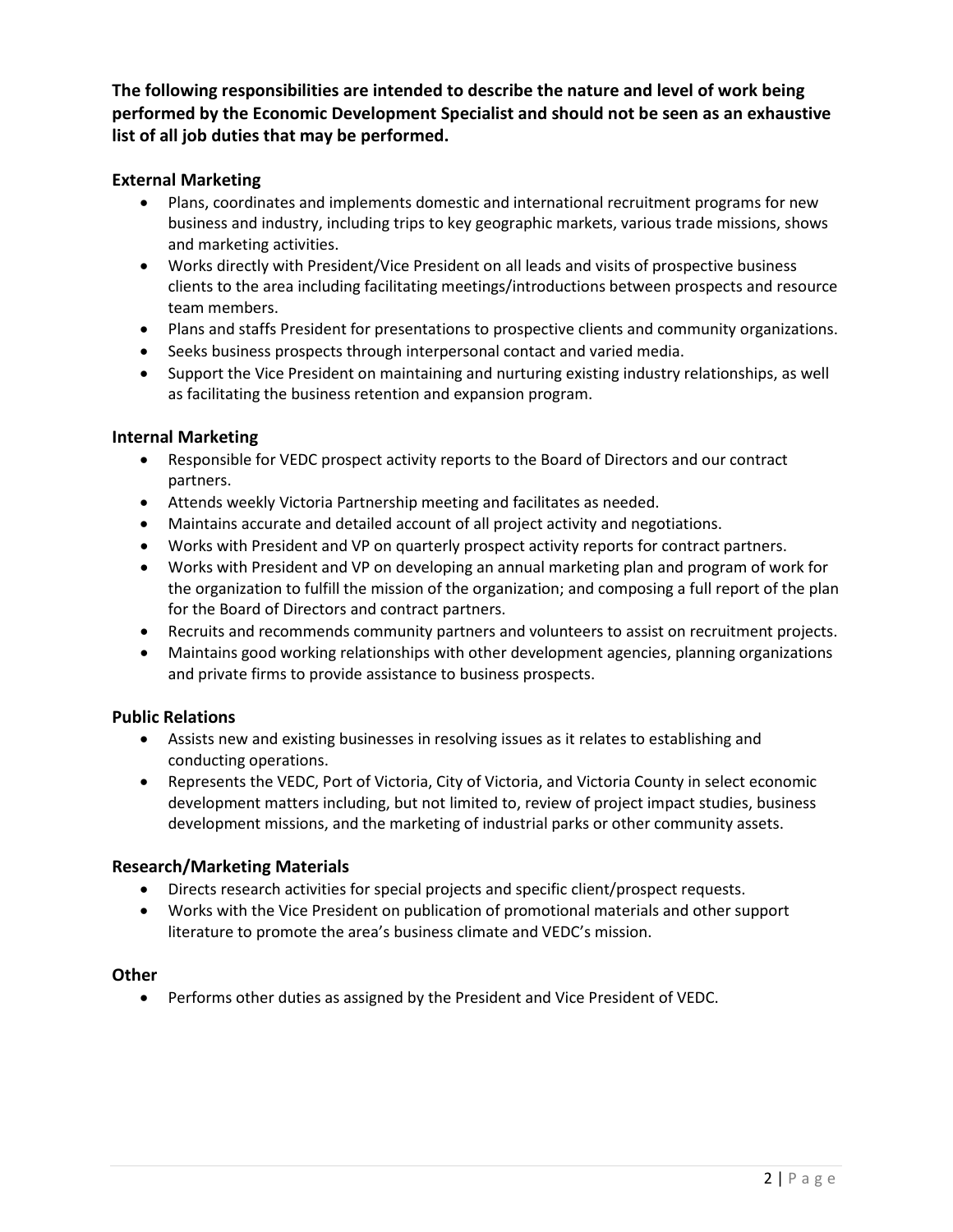**The following responsibilities are intended to describe the nature and level of work being performed by the Economic Development Specialist and should not be seen as an exhaustive list of all job duties that may be performed.**

## External Marketing

- Plans, coordinates and implements domestic and international recruitment programs for new business and industry, including trips to key geographic markets, various trade missions, shows and marketing activities.
- Works directly with President/Vice President on all leads and visits of prospective business clients to the area including facilitating meetings/introductions between prospects and resource team members.
- Plans and staffs President for presentations to prospective clients and community organizations.
- Seeks business prospects through interpersonal contact and varied media.
- Support the Vice President on maintaining and nurturing existing industry relationships, as well as facilitating the business retention and expansion program.

## Internal Marketing

- Responsible for VEDC prospect activity reports to the Board of Directors and our contract partners.
- Attends weekly Victoria Partnership meeting and facilitates as needed.
- Maintains accurate and detailed account of all project activity and negotiations.
- Works with President and VP on quarterly prospect activity reports for contract partners.
- Works with President and VP on developing an annual marketing plan and program of work for the organization to fulfill the mission of the organization; and composing a full report of the plan for the Board of Directors and contract partners.
- Recruits and recommends community partners and volunteers to assist on recruitment projects.
- Maintains good working relationships with other development agencies, planning organizations and private firms to provide assistance to business prospects.

## Public Relations

- Assists new and existing businesses in resolving issues as it relates to establishing and conducting operations.
- Represents the VEDC, Port of Victoria, City of Victoria, and Victoria County in select economic development matters including, but not limited to, review of project impact studies, business development missions, and the marketing of industrial parks or other community assets.

## Research/Marketing Materials

- Directs research activities for special projects and specific client/prospect requests.
- Works with the Vice President on publication of promotional materials and other support literature to promote the area's business climate and VEDC's mission.

## Other

- Performs other duties as assigned by the President and Vice President of VEDC.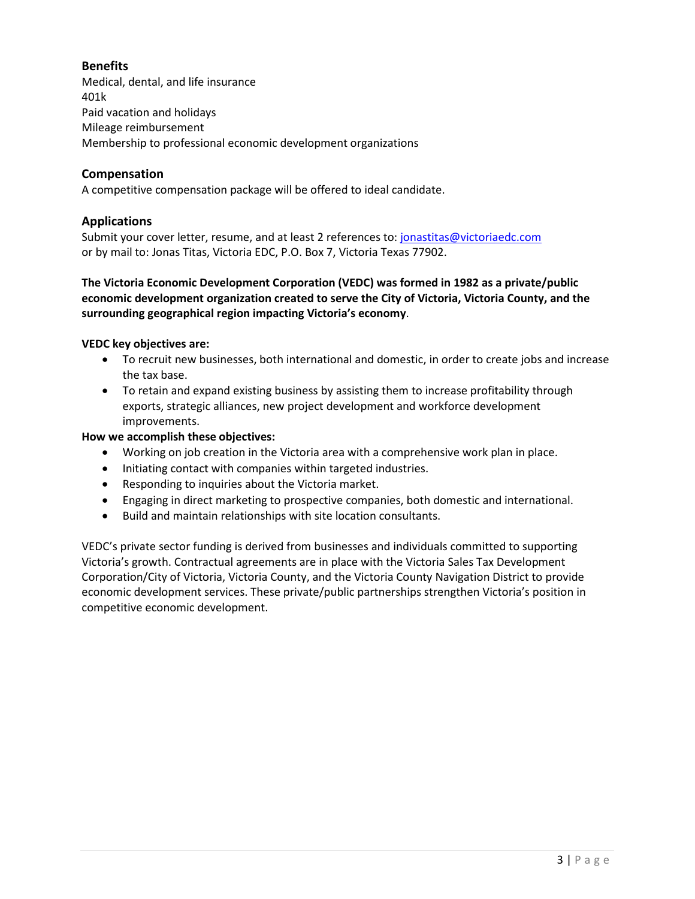### Benefits

Medical, dental, and life insurance
401k
Paid vacation and holidays
Mileage reimbursement
Membership to professional economic development organizations

### Compensation

A competitive compensation package will be offered to ideal candidate.

### Applications

Submit your cover letter, resume, and at least 2 references to: jonastitas@victoriaedc.com
or by mail to: Jonas Titas, Victoria EDC, P.O. Box 7, Victoria Texas 77902.

**The Victoria Economic Development Corporation (VEDC) was formed in 1982 as a private/public economic development organization created to serve the City of Victoria, Victoria County, and the surrounding geographical region impacting Victoria's economy**.

**VEDC key objectives are:**

- To recruit new businesses, both international and domestic, in order to create jobs and increase the tax base.
- To retain and expand existing business by assisting them to increase profitability through exports, strategic alliances, new project development and workforce development improvements.

**How we accomplish these objectives:**

- Working on job creation in the Victoria area with a comprehensive work plan in place.
- Initiating contact with companies within targeted industries.
- Responding to inquiries about the Victoria market.
- Engaging in direct marketing to prospective companies, both domestic and international.
- Build and maintain relationships with site location consultants.

VEDC's private sector funding is derived from businesses and individuals committed to supporting Victoria's growth. Contractual agreements are in place with the Victoria Sales Tax Development Corporation/City of Victoria, Victoria County, and the Victoria County Navigation District to provide economic development services. These private/public partnerships strengthen Victoria's position in competitive economic development.